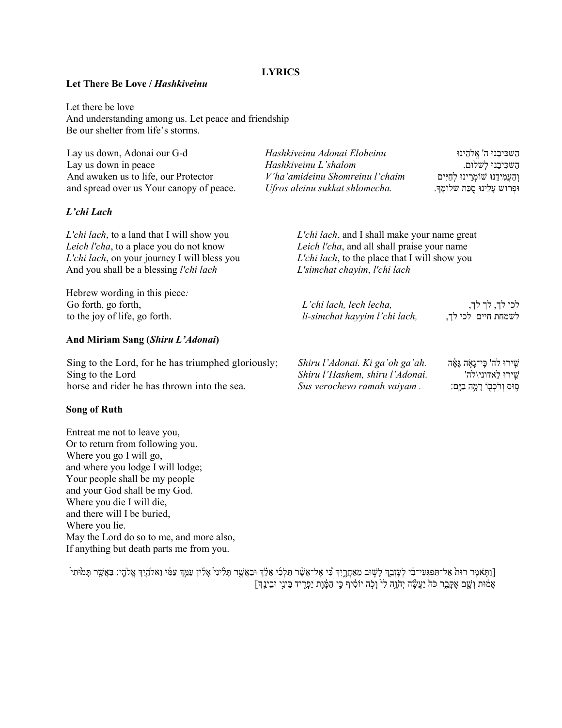**LYRICS**

**Let There Be Love / *Hashkiveinu***

Let there be love
And understanding among us. Let peace and friendship
Be our shelter from life's storms.

| | | |
|---|---|---|
| Lay us down, Adonai our G-d | *Hashkiveinu Adonai Eloheinu* | הַשְׁכִּיבֵנוּ ה' אֱלֹהֵינוּ |
| Lay us down in peace | *Hashkiveinu L'shalom* | הַשְׁכִּיבֵנוּ לְשָׁלוֹם. |
| And awaken us to life, our Protector | *V'ha'amideinu Shomreinu l'chaim* | וְהַעֲמִידֵנוּ שׁוֹמְרֵינוּ לְחַיִּים |
| and spread over us Your canopy of peace. | *Ufros aleinu sukkat shlomecha.* | וּפְרוֹשׂ עָלֵינוּ סֻכַּת שְׁלוֹמֶךָ. |

***L'chi Lach***

*L'chi lach*, to a land that I will show you
*Leich l'cha*, to a place you do not know
*L'chi lach*, on your journey I will bless you
And you shall be a blessing *l'chi lach*

*L'chi lach*, and I shall make your name great
*Leich l'cha*, and all shall praise your name
*L'chi lach*, to the place that I will show you
*L'simchat chayim*, *l'chi lach*

Hebrew wording in this piece*:*

| | | |
|---|---|---|
| Go forth, go forth, | *L'chi lach, lech lecha,* | לכי לך, לך לך, |
| to the joy of life, go forth. | *li-simchat hayyim l'chi lach,* | לשמחת חיים לכי לך, |

**And Miriam Sang (*Shiru L'Adonai*)**

| | | |
|---|---|---|
| Sing to the Lord, for he has triumphed gloriously; | *Shiru l'Adonai. Ki ga'oh ga'ah.* | שִׁירוּ לה' כִּי־גָאֹה גָּאָה |
| Sing to the Lord | *Shiru l'Hashem, shiru l'Adonai.* | שִׁירוּ לַאדוני\לה' |
| horse and rider he has thrown into the sea. | *Sus verochevo ramah vaiyam .* | סוּס וְרֹכְבוֹ רָמָה בַיָּם: |

**Song of Ruth**

Entreat me not to leave you,
Or to return from following you.
Where you go I will go,
and where you lodge I will lodge;
Your people shall be my people
and your God shall be my God.
Where you die I will die,
and there will I be buried,
Where you lie.
May the Lord do so to me, and more also,
If anything but death parts me from you.

[וַתֹּאמֶר רוּת אַל־תִּפְגְּעִי־בִי לְעָזְבֵךְ לָשׁוּב מֵאַחֲרָיִךְ כִּי אֶל־אֲשֶׁר תֵּלְכִי אֵלֵךְ וּבַאֲשֶׁר תָּלִינִי אָלִין עַמֵּךְ עַמִּי וֵאלֹהַיִךְ אֱלֹהָי׃ בַּאֲשֶׁר תָּמוּתִי אָמוּת וְשָׁם אֶקָּבֵר כֹּה יַעֲשֶׂה יְהוָה לִי וְכֹה יֹסִיף כִּי הַמָּוֶת יַפְרִיד בֵּינִי וּבֵינֵךְ]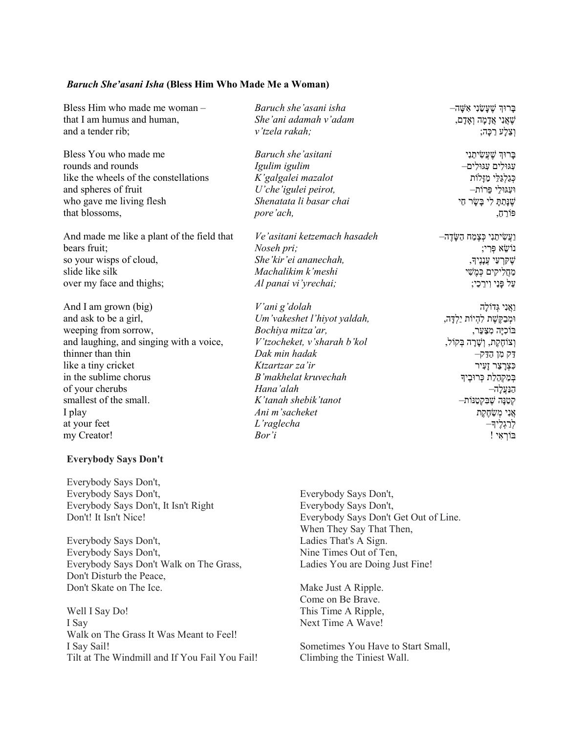### *Baruch She'asani Isha* (Bless Him Who Made Me a Woman)

| | | |
|---|---|---|
| Bless Him who made me woman – | *Baruch she'asani isha* | בָּרוּךְ שֶׁעָשַׂנִי אִשָּׁה– |
| that I am humus and human, | *She'ani adamah v'adam* | שֶׁאֲנִי אֲדָמָה וְאָדָם, |
| and a tender rib; | *v'tzela rakah;* | וְצֵלָע רַכָּה; |
| | | |
| Bless You who made me | *Baruch she'asitani* | בָּרוּךְ שֶׁעֲשִׂיתַנִי |
| rounds and rounds | *Igulim igulim* | עִגּוּלִים עִגּוּלִים– |
| like the wheels of the constellations | *K'galgalei mazalot* | כְּגַלְגַּלֵּי מַזָּלוֹת |
| and spheres of fruit | *U'che'igulei peirot,* | וּעִגּוּלֵי פֵּרוֹת– |
| who gave me living flesh | *Shenatata li basar chai* | שֶׁנָּתַתָּ לִי בָּשָׂר חַי |
| that blossoms, | *pore'ach,* | פּוֹרֵחַ, |
| | | |
| And made me like a plant of the field that | *Ve'asitani ketzemach hasadeh* | וַעֲשִׂיתַנִי כְּצֶמַח הַשָּׂדֶה– |
| bears fruit; | *Noseh pri;* | נוֹשֵׂא פְּרִי; |
| so your wisps of cloud, | *She'kir'ei ananechah,* | שֶׁקַּרְעֵי עֲנָנֶיךָ, |
| slide like silk | *Machalikim k'meshi* | מַחֲלִיקִים כְּמֶשִׁי |
| over my face and thighs; | *Al panai vi'yrechai;* | עַל פָּנַי וִירֵכַי; |
| | | |
| And I am grown (big) | *V'ani g'dolah* | וַאֲנִי גְּדוֹלָה |
| and ask to be a girl, | *Um'vakeshet l'hiyot yaldah,* | וּמְבַקֶּשֶׁת לִהְיוֹת יַלְדָּה, |
| weeping from sorrow, | *Bochiya mitza'ar,* | בּוֹכִיָּה מִצַּעַר, |
| and laughing, and singing with a voice, | *V'tzocheket, v'sharah b'kol* | וְצוֹחֶקֶת, וְשָׁרָה בְּקוֹל, |
| thinner than thin | *Dak min hadak* | דַּק מִן הַדַּק– |
| like a tiny cricket | *Ktzartzar za'ir* | כִּצְרָצַר זָעִיר |
| in the sublime chorus | *B'makhelat kruvechah* | בְּמַקְהֵלַת כְּרוּבֶיךָ |
| of your cherubs | *Hana'alah* | הַנַּעֲלָה– |
| smallest of the small. | *K'tanah shebik'tanot* | קְטַנָּה שֶׁבִּקְטַנּוֹת– |
| I play | *Ani m'sacheket* | אֲנִי מְשַׂחֶקֶת |
| at your feet | *L'raglecha* | לְרַגְלֶיךָ– |
| my Creator! | *Bor'i* | בּוֹרְאִי ! |

### Everybody Says Don't

Everybody Says Don't,
Everybody Says Don't,
Everybody Says Don't, It Isn't Right
Don't! It Isn't Nice!

Everybody Says Don't,
Everybody Says Don't,
Everybody Says Don't Walk on The Grass,
Don't Disturb the Peace,
Don't Skate on The Ice.

Well I Say Do!
I Say
Walk on The Grass It Was Meant to Feel!
I Say Sail!
Tilt at The Windmill and If You Fail You Fail!

Everybody Says Don't,
Everybody Says Don't,
Everybody Says Don't Get Out of Line.
When They Say That Then,
Ladies That's A Sign.
Nine Times Out of Ten,
Ladies You are Doing Just Fine!

Make Just A Ripple.
Come on Be Brave.
This Time A Ripple,
Next Time A Wave!

Sometimes You Have to Start Small,
Climbing the Tiniest Wall.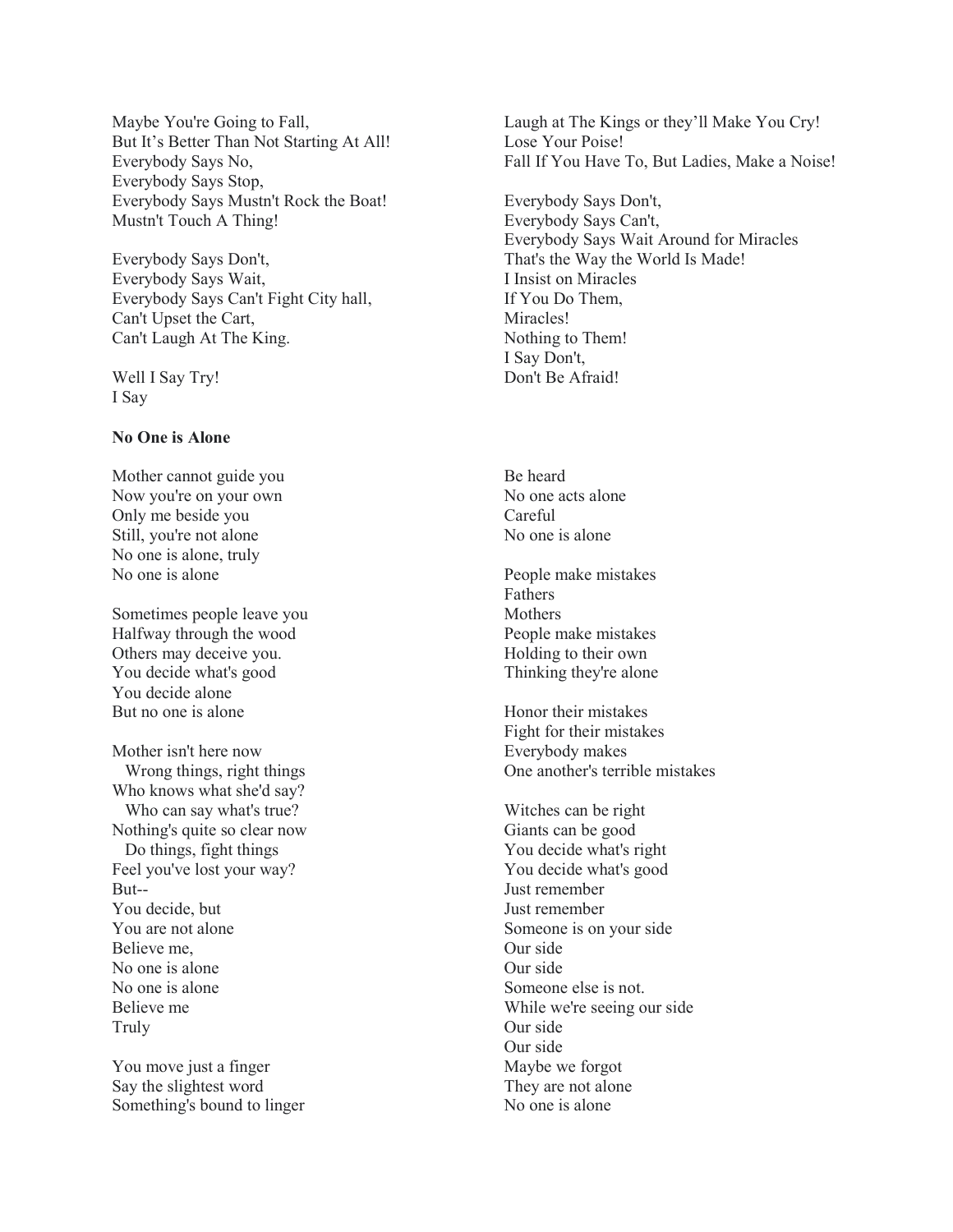Maybe You're Going to Fall,
But It's Better Than Not Starting At All!
Everybody Says No,
Everybody Says Stop,
Everybody Says Mustn't Rock the Boat!
Mustn't Touch A Thing!

Everybody Says Don't,
Everybody Says Wait,
Everybody Says Can't Fight City hall,
Can't Upset the Cart,
Can't Laugh At The King.

Well I Say Try!
I Say

Laugh at The Kings or they'll Make You Cry!
Lose Your Poise!
Fall If You Have To, But Ladies, Make a Noise!

Everybody Says Don't,
Everybody Says Can't,
Everybody Says Wait Around for Miracles
That's the Way the World Is Made!
I Insist on Miracles
If You Do Them,
Miracles!
Nothing to Them!
I Say Don't,
Don't Be Afraid!

**No One is Alone**

Mother cannot guide you
Now you're on your own
Only me beside you
Still, you're not alone
No one is alone, truly
No one is alone

Sometimes people leave you
Halfway through the wood
Others may deceive you.
You decide what's good
You decide alone
But no one is alone

Mother isn't here now
  Wrong things, right things
Who knows what she'd say?
  Who can say what's true?
Nothing's quite so clear now
  Do things, fight things
Feel you've lost your way?
But--
You decide, but
You are not alone
Believe me,
No one is alone
No one is alone
Believe me
Truly

You move just a finger
Say the slightest word
Something's bound to linger
Be heard
No one acts alone
Careful
No one is alone

People make mistakes
Fathers
Mothers
People make mistakes
Holding to their own
Thinking they're alone

Honor their mistakes
Fight for their mistakes
Everybody makes
One another's terrible mistakes

Witches can be right
Giants can be good
You decide what's right
You decide what's good
Just remember
Just remember
Someone is on your side
Our side
Our side
Someone else is not.
While we're seeing our side
Our side
Our side
Maybe we forgot
They are not alone
No one is alone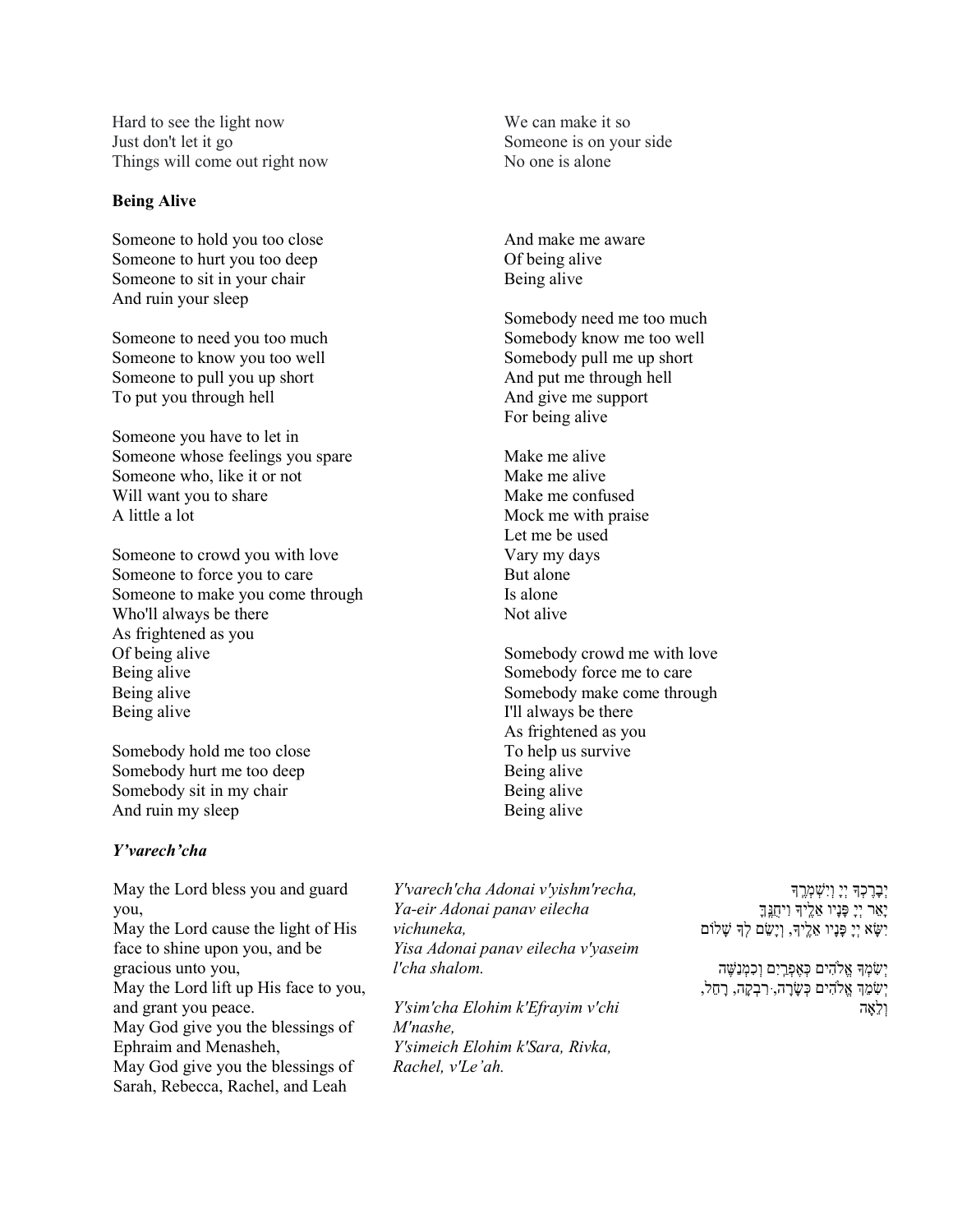Hard to see the light now
Just don't let it go
Things will come out right now
We can make it so
Someone is on your side
No one is alone

**Being Alive**

Someone to hold you too close
Someone to hurt you too deep
Someone to sit in your chair
And ruin your sleep

Someone to need you too much
Someone to know you too well
Someone to pull you up short
To put you through hell

Someone you have to let in
Someone whose feelings you spare
Someone who, like it or not
Will want you to share
A little a lot

Someone to crowd you with love
Someone to force you to care
Someone to make you come through
Who'll always be there
As frightened as you
Of being alive
Being alive
Being alive
Being alive

Somebody hold me too close
Somebody hurt me too deep
Somebody sit in my chair
And ruin my sleep
And make me aware
Of being alive
Being alive

Somebody need me too much
Somebody know me too well
Somebody pull me up short
And put me through hell
And give me support
For being alive

Make me alive
Make me alive
Make me confused
Mock me with praise
Let me be used
Vary my days
But alone
Is alone
Not alive

Somebody crowd me with love
Somebody force me to care
Somebody make come through
I'll always be there
As frightened as you
To help us survive
Being alive
Being alive
Being alive

***Y'varech'cha***

May the Lord bless you and guard you,
May the Lord cause the light of His face to shine upon you, and be gracious unto you,
May the Lord lift up His face to you, and grant you peace.
May God give you the blessings of Ephraim and Menasheh,
May God give you the blessings of Sarah, Rebecca, Rachel, and Leah

*Y'varech'cha Adonai v'yishm'recha,*
*Ya-eir Adonai panav eilecha vichuneka,*
*Yisa Adonai panav eilecha v'yaseim l'cha shalom.*

*Y'sim'cha Elohim k'Efrayim v'chi M'nashe,*
*Y'simeich Elohim k'Sara, Rivka, Rachel, v'Le'ah.*

יְבָרֶכְךָ יְיָ וְיִשְׁמְרֶךָ
יָאֵר יְיָ פָּנָיו אֵלֶיךָ וִיחֻנֶּךָּ
יִשָּׂא יְיָ פָּנָיו אֵלֶיךָ, וְיָשֵׂם לְךָ שָׁלוֹם

יְשִׂמְךָ אֱלֹהִים כְּאֶפְרַיִם וְכִמְנַשֶּׁה
יְשִׂמֵךְ אֱלֹהִים כְּשָׂרָה, רִבְקָה, רָחֵל, וְלֵאָה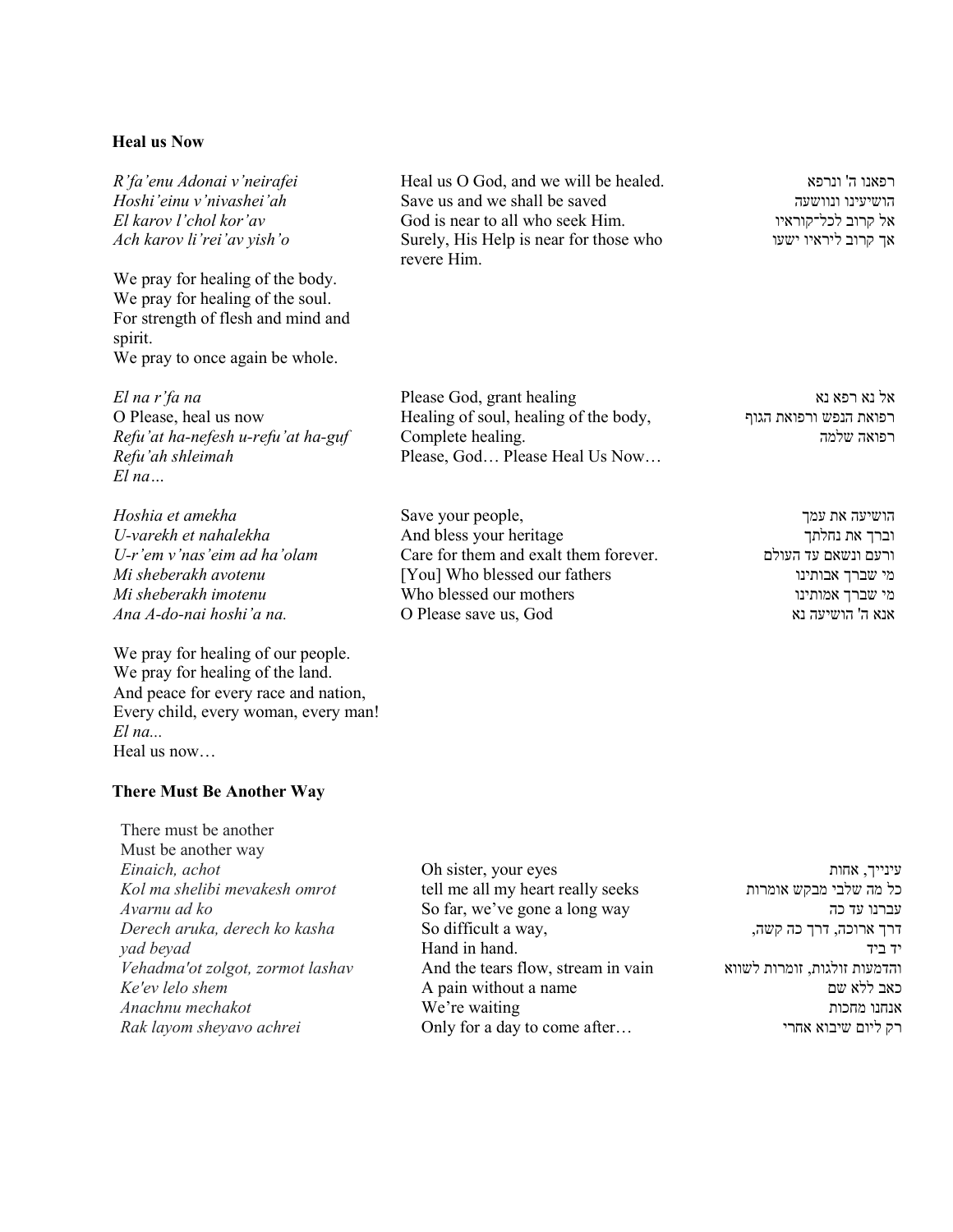**Heal us Now**

| | | |
|---|---|---|
| *R'fa'enu Adonai v'neirafei* | Heal us O God, and we will be healed. | רפאנו ה' ונרפא |
| *Hoshi'einu v'nivashei'ah* | Save us and we shall be saved | הושיעינו ונוושעה |
| *El karov l'chol kor'av* | God is near to all who seek Him. | אל קרוב לכל־קוראיו |
| *Ach karov li'rei'av yish'o* | Surely, His Help is near for those who revere Him. | אך קרוב ליראיו ישעו |

We pray for healing of the body.
We pray for healing of the soul.
For strength of flesh and mind and spirit.
We pray to once again be whole.

| | | |
|---|---|---|
| *El na r'fa na* | Please God, grant healing | אל נא רפא נא |
| O Please, heal us now | Healing of soul, healing of the body, | רפואת הנפש ורפואת הגוף |
| *Refu'at ha-nefesh u-refu'at ha-guf* | Complete healing. | רפואה שלמה |
| *Refu'ah shleimah* | Please, God… Please Heal Us Now… | |
| *El na…* | | |

| | | |
|---|---|---|
| *Hoshia et amekha* | Save your people, | הושיעה את עמך |
| *U-varekh et nahalekha* | And bless your heritage | וברך את נחלתך |
| *U-r'em v'nas'eim ad ha'olam* | Care for them and exalt them forever. | ורעם ונשאם עד העולם |
| *Mi sheberakh avotenu* | [You] Who blessed our fathers | מי שברך אבותינו |
| *Mi sheberakh imotenu* | Who blessed our mothers | מי שברך אמותינו |
| *Ana A-do-nai hoshi'a na.* | O Please save us, God | אנא ה' הושיעה נא |

We pray for healing of our people.
We pray for healing of the land.
And peace for every race and nation,
Every child, every woman, every man!
*El na...*
Heal us now…

**There Must Be Another Way**

There must be another
Must be another way

| | | |
|---|---|---|
| *Einaich, achot* | Oh sister, your eyes | עינייך, אחות |
| *Kol ma shelibi mevakesh omrot* | tell me all my heart really seeks | כל מה שלבי מבקש אומרות |
| *Avarnu ad ko* | So far, we've gone a long way | עברנו עד כה |
| *Derech aruka, derech ko kasha* | So difficult a way, | דרך ארוכה, דרך כה קשה, |
| *yad beyad* | Hand in hand. | יד ביד |
| *Vehadma'ot zolgot, zormot lashav* | And the tears flow, stream in vain | והדמעות זולגות, זורמות לשווא |
| *Ke'ev lelo shem* | A pain without a name | כאב ללא שם |
| *Anachnu mechakot* | We're waiting | אנחנו מחכות |
| *Rak layom sheyavo achrei* | Only for a day to come after… | רק ליום שיבוא אחרי |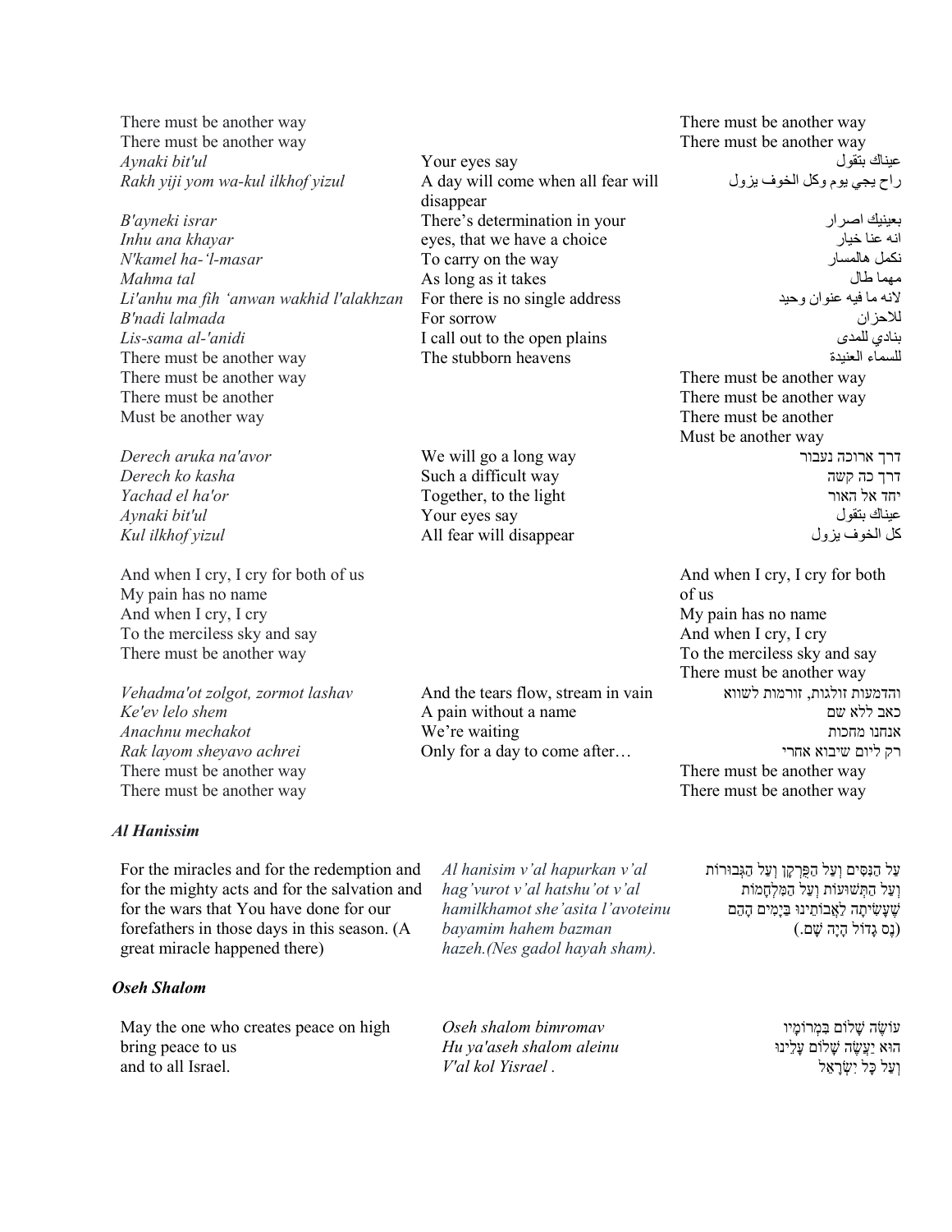There must be another way
There must be another way
*Aynaki bit'ul*
*Rakh yiji yom wa-kul ilkhof yizul*

*B'ayneki israr*
*Inhu ana khayar*
*N'kamel ha-'l-masar*
*Mahma tal*
*Li'anhu ma fih 'anwan wakhid l'alakhzan*
*B'nadi lalmada*
*Lis-sama al-'anidi*
There must be another way
There must be another way
There must be another
Must be another way

Your eyes say
A day will come when all fear will disappear
There's determination in your eyes, that we have a choice
To carry on the way
As long as it takes
For there is no single address
For sorrow
I call out to the open plains
The stubborn heavens

There must be another way
There must be another way
عيناك بتقول
راح يجي يوم وكل الخوف يزول
بعينيك اصرار
انه عنا خيار
نكمل هالمسار
مهما طال
لانه ما فيه عنوان وحيد
للاحزان
بنادي للمدى
للسماء العنيدة
There must be another way
There must be another way
There must be another
Must be another way

*Derech aruka na'avor*
*Derech ko kasha*
*Yachad el ha'or*
*Aynaki bit'ul*
*Kul ilkhof yizul*

We will go a long way
Such a difficult way
Together, to the light
Your eyes say
All fear will disappear

דרך ארוכה נעבור
דרך כה קשה
יחד אל האור
عيناك بتقول
كل الخوف يزول

And when I cry, I cry for both of us
My pain has no name
And when I cry, I cry
To the merciless sky and say
There must be another way

*Vehadma'ot zolgot, zormot lashav*
*Ke'ev lelo shem*
*Anachnu mechakot*
*Rak layom sheyavo achrei*
There must be another way
There must be another way

And the tears flow, stream in vain
A pain without a name
We're waiting
Only for a day to come after…

והדמעות זולגות, זורמות לשווא
כאב ללא שם
אנחנו מחכות
רק ליום שיבוא אחרי
There must be another way
There must be another way

### *Al Hanissim*

For the miracles and for the redemption and for the mighty acts and for the salvation and for the wars that You have done for our forefathers in those days in this season. (A great miracle happened there)

*Al hanisim v'al hapurkan v'al hag'vurot v'al hatshu'ot v'al hamilkhamot she'asita l'avoteinu bayamim hahem bazman hazeh.(Nes gadol hayah sham).*

עַל הַנִּסִּים וְעַל הַפֻּרְקָן וְעַל הַגְּבוּרוֹת
וְעַל הַתְּשׁוּעוֹת וְעַל הַמִּלְחָמוֹת
שֶׁעָשִׂיתָ לַאֲבוֹתֵינוּ בַּיָּמִים הָהֵם
(נֵס גָּדוֹל הָיָה שָׁם.)

### *Oseh Shalom*

May the one who creates peace on high
bring peace to us
and to all Israel.

*Oseh shalom bimromav*
*Hu ya'aseh shalom aleinu*
*V'al kol Yisrael .*

עוֹשֶׂה שָׁלוֹם בִּמְרוֹמָיו
הוּא יַעֲשֶׂה שָׁלוֹם עָלֵינוּ
וְעַל כָּל יִשְׂרָאֵל